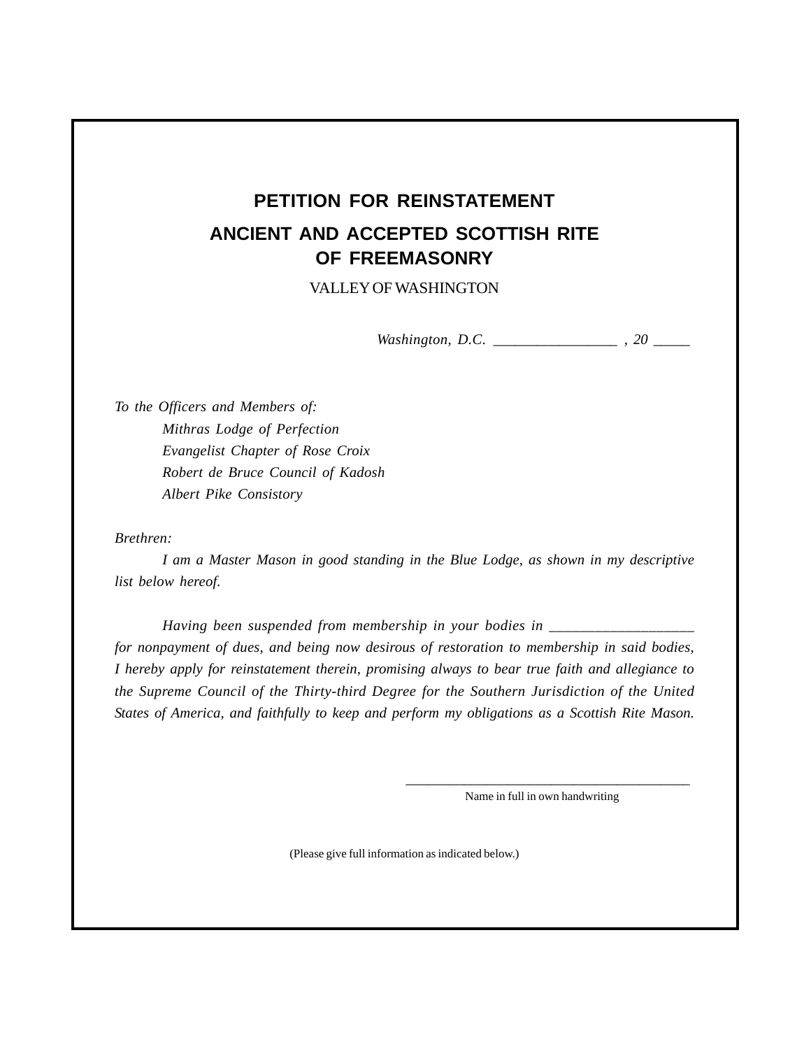# PETITION FOR REINSTATEMENT

## ANCIENT AND ACCEPTED SCOTTISH RITE OF FREEMASONRY

VALLEY OF WASHINGTON

*Washington, D.C. _________________ , 20 _____*

*To the Officers and Members of:*

*Mithras Lodge of Perfection*
*Evangelist Chapter of Rose Croix*
*Robert de Bruce Council of Kadosh*
*Albert Pike Consistory*

*Brethren:*

*I am a Master Mason in good standing in the Blue Lodge, as shown in my descriptive list below hereof.*

*Having been suspended from membership in your bodies in ___________________ for nonpayment of dues, and being now desirous of restoration to membership in said bodies, I hereby apply for reinstatement therein, promising always to bear true faith and allegiance to the Supreme Council of the Thirty-third Degree for the Southern Jurisdiction of the United States of America, and faithfully to keep and perform my obligations as a Scottish Rite Mason.*

__________________________________________
Name in full in own handwriting

(Please give full information as indicated below.)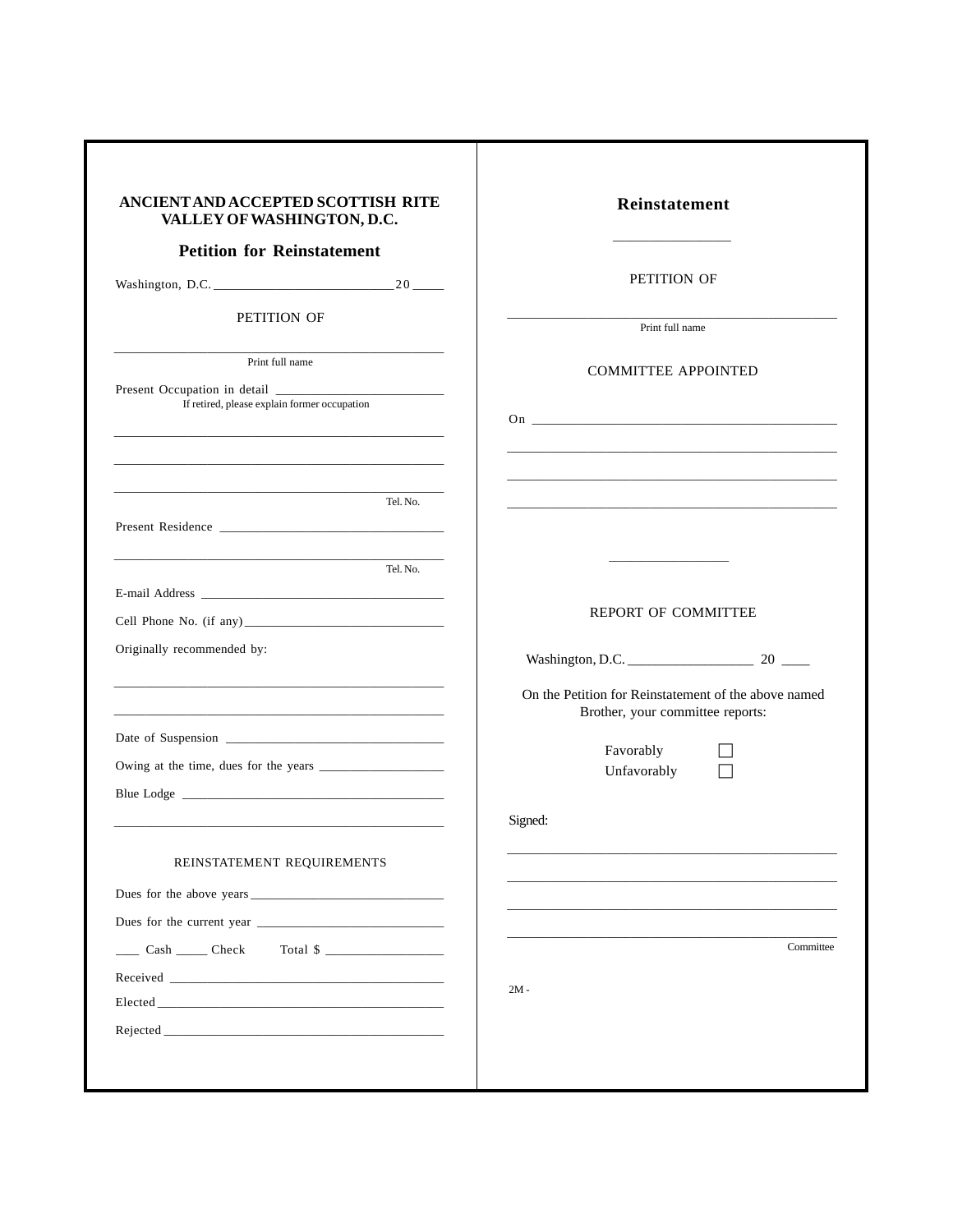**ANCIENT AND ACCEPTED SCOTTISH RITE**
**VALLEY OF WASHINGTON, D.C.**

## Petition for Reinstatement

Washington, D.C. ___________________________ 20 _____

PETITION OF

_________________________________________________

Print full name

Present Occupation in detail _________________________

If retired, please explain former occupation

_________________________________________________

_________________________________________________

_________________________________________________

Tel. No.

Present Residence _________________________________

_________________________________________________

Tel. No.

E-mail Address ___________________________________

Cell Phone No. (if any) _____________________________

Originally recommended by:

_________________________________________________

_________________________________________________

Date of Suspension ________________________________

Owing at the time, dues for the years __________________

Blue Lodge _______________________________________

_________________________________________________

REINSTATEMENT REQUIREMENTS

Dues for the above years ____________________________

Dues for the current year ____________________________

____ Cash _____ Check     Total $ __________________

Received _________________________________________

Elected __________________________________________

Rejected _________________________________________

## Reinstatement

________________

PETITION OF

_________________________________________________

Print full name

COMMITTEE APPOINTED

On _______________________________________________

_________________________________________________

_________________________________________________

_________________________________________________

________________

REPORT OF COMMITTEE

Washington, D.C. __________________ 20 ____

On the Petition for Reinstatement of the above named Brother, your committee reports:

Favorably ☐

Unfavorably ☐

Signed:

_________________________________________________

_________________________________________________

_________________________________________________

_________________________________________________

Committee

2M -